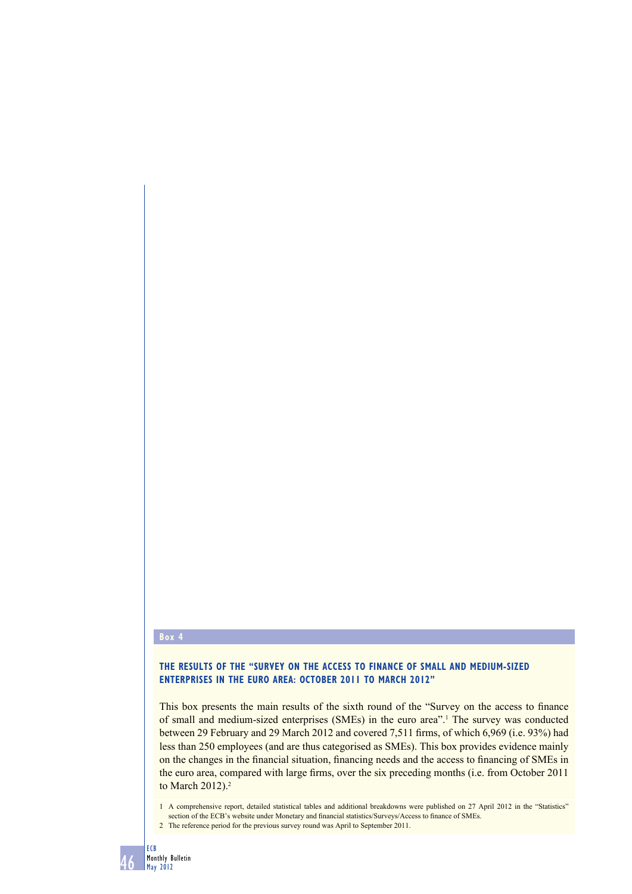**Box 4**

## THE RESULTS OF THE "SURVEY ON THE ACCESS TO FINANCE OF SMALL AND MEDIUM-SIZED ENTERPRISES IN THE EURO AREA: OCTOBER 2011 TO MARCH 2012"

This box presents the main results of the sixth round of the "Survey on the access to finance of small and medium-sized enterprises (SMEs) in the euro area".[1] The survey was conducted between 29 February and 29 March 2012 and covered 7,511 firms, of which 6,969 (i.e. 93%) had less than 250 employees (and are thus categorised as SMEs). This box provides evidence mainly on the changes in the financial situation, financing needs and the access to financing of SMEs in the euro area, compared with large firms, over the six preceding months (i.e. from October 2011 to March 2012).[2]

1 A comprehensive report, detailed statistical tables and additional breakdowns were published on 27 April 2012 in the "Statistics" section of the ECB's website under Monetary and financial statistics/Surveys/Access to finance of SMEs.

2 The reference period for the previous survey round was April to September 2011.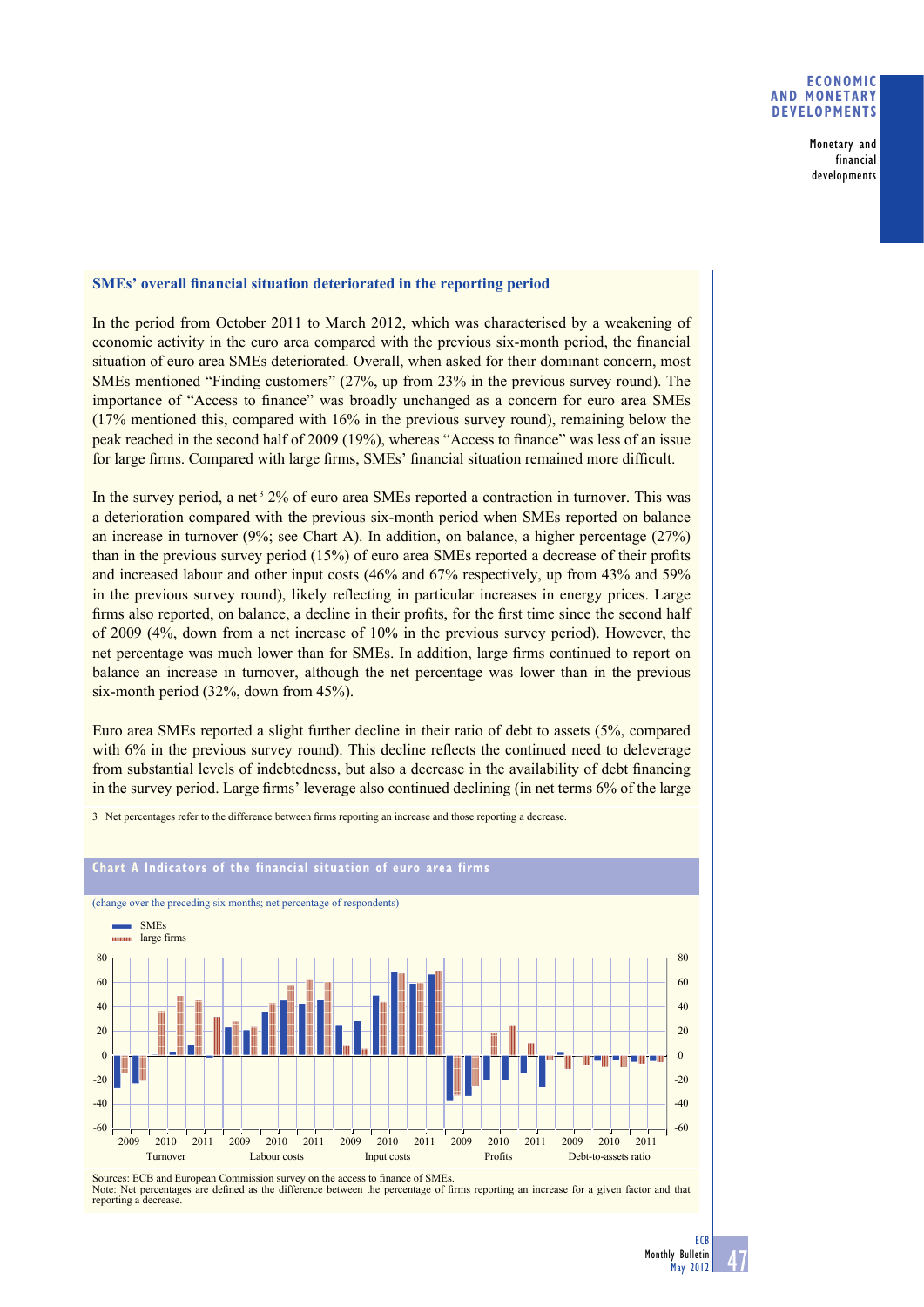### SMEs' overall financial situation deteriorated in the reporting period

In the period from October 2011 to March 2012, which was characterised by a weakening of economic activity in the euro area compared with the previous six-month period, the financial situation of euro area SMEs deteriorated. Overall, when asked for their dominant concern, most SMEs mentioned "Finding customers" (27%, up from 23% in the previous survey round). The importance of "Access to finance" was broadly unchanged as a concern for euro area SMEs (17% mentioned this, compared with 16% in the previous survey round), remaining below the peak reached in the second half of 2009 (19%), whereas "Access to finance" was less of an issue for large firms. Compared with large firms, SMEs' financial situation remained more difficult.

In the survey period, a net[3] 2% of euro area SMEs reported a contraction in turnover. This was a deterioration compared with the previous six-month period when SMEs reported on balance an increase in turnover (9%; see Chart A). In addition, on balance, a higher percentage (27%) than in the previous survey period (15%) of euro area SMEs reported a decrease of their profits and increased labour and other input costs (46% and 67% respectively, up from 43% and 59% in the previous survey round), likely reflecting in particular increases in energy prices. Large firms also reported, on balance, a decline in their profits, for the first time since the second half of 2009 (4%, down from a net increase of 10% in the previous survey period). However, the net percentage was much lower than for SMEs. In addition, large firms continued to report on balance an increase in turnover, although the net percentage was lower than in the previous six-month period (32%, down from 45%).

Euro area SMEs reported a slight further decline in their ratio of debt to assets (5%, compared with 6% in the previous survey round). This decline reflects the continued need to deleverage from substantial levels of indebtedness, but also a decrease in the availability of debt financing in the survey period. Large firms' leverage also continued declining (in net terms 6% of the large

3 Net percentages refer to the difference between firms reporting an increase and those reporting a decrease.

**Chart A Indicators of the financial situation of euro area firms**

(change over the preceding six months; net percentage of respondents)

Legend: SMEs; large firms

Categories: Turnover (2009, 2010, 2011); Labour costs (2009, 2010, 2011); Input costs (2009, 2010, 2011); Profits (2009, 2010, 2011); Debt-to-assets ratio (2009, 2010, 2011)

Sources: ECB and European Commission survey on the access to finance of SMEs.
Note: Net percentages are defined as the difference between the percentage of firms reporting an increase for a given factor and that reporting a decrease.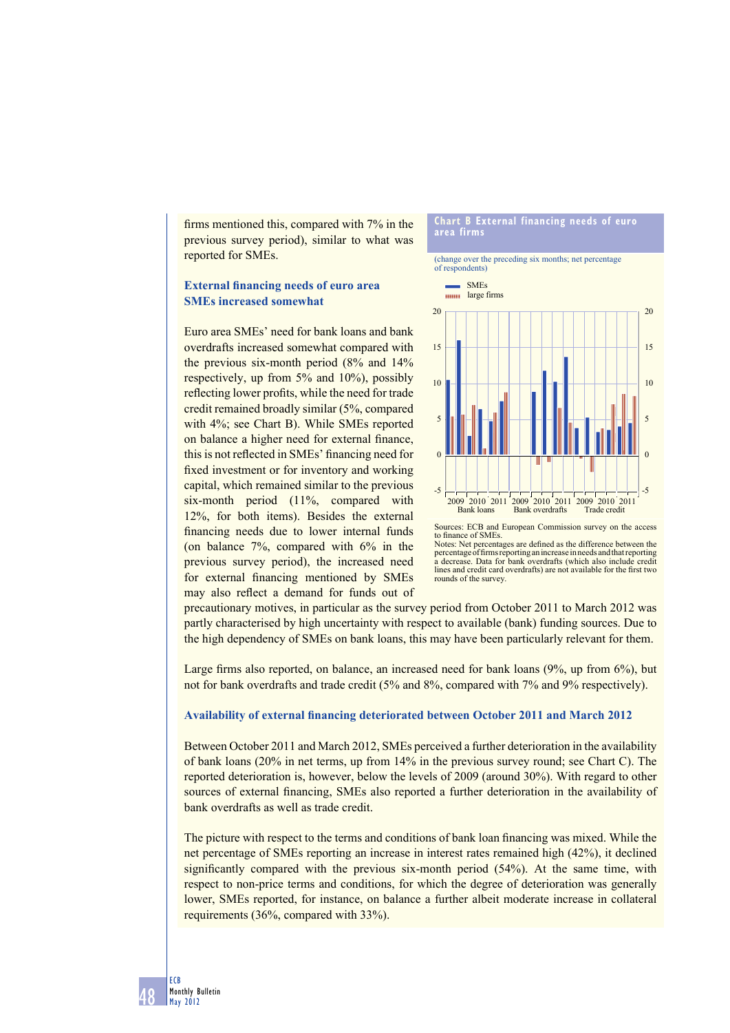firms mentioned this, compared with 7% in the previous survey period), similar to what was reported for SMEs.

### External financing needs of euro area SMEs increased somewhat

Euro area SMEs' need for bank loans and bank overdrafts increased somewhat compared with the previous six-month period (8% and 14% respectively, up from 5% and 10%), possibly reflecting lower profits, while the need for trade credit remained broadly similar (5%, compared with 4%; see Chart B). While SMEs reported on balance a higher need for external finance, this is not reflected in SMEs' financing need for fixed investment or for inventory and working capital, which remained similar to the previous six-month period (11%, compared with 12%, for both items). Besides the external financing needs due to lower internal funds (on balance 7%, compared with 6% in the previous survey period), the increased need for external financing mentioned by SMEs may also reflect a demand for funds out of precautionary motives, in particular as the survey period from October 2011 to March 2012 was partly characterised by high uncertainty with respect to available (bank) funding sources. Due to the high dependency of SMEs on bank loans, this may have been particularly relevant for them.

**Chart B External financing needs of euro area firms**

(change over the preceding six months; net percentage of respondents)

Sources: ECB and European Commission survey on the access to finance of SMEs.
Notes: Net percentages are defined as the difference between the percentage of firms reporting an increase in needs and that reporting a decrease. Data for bank overdrafts (which also include credit lines and credit card overdrafts) are not available for the first two rounds of the survey.

Large firms also reported, on balance, an increased need for bank loans (9%, up from 6%), but not for bank overdrafts and trade credit (5% and 8%, compared with 7% and 9% respectively).

### Availability of external financing deteriorated between October 2011 and March 2012

Between October 2011 and March 2012, SMEs perceived a further deterioration in the availability of bank loans (20% in net terms, up from 14% in the previous survey round; see Chart C). The reported deterioration is, however, below the levels of 2009 (around 30%). With regard to other sources of external financing, SMEs also reported a further deterioration in the availability of bank overdrafts as well as trade credit.

The picture with respect to the terms and conditions of bank loan financing was mixed. While the net percentage of SMEs reporting an increase in interest rates remained high (42%), it declined significantly compared with the previous six-month period (54%). At the same time, with respect to non-price terms and conditions, for which the degree of deterioration was generally lower, SMEs reported, for instance, on balance a further albeit moderate increase in collateral requirements (36%, compared with 33%).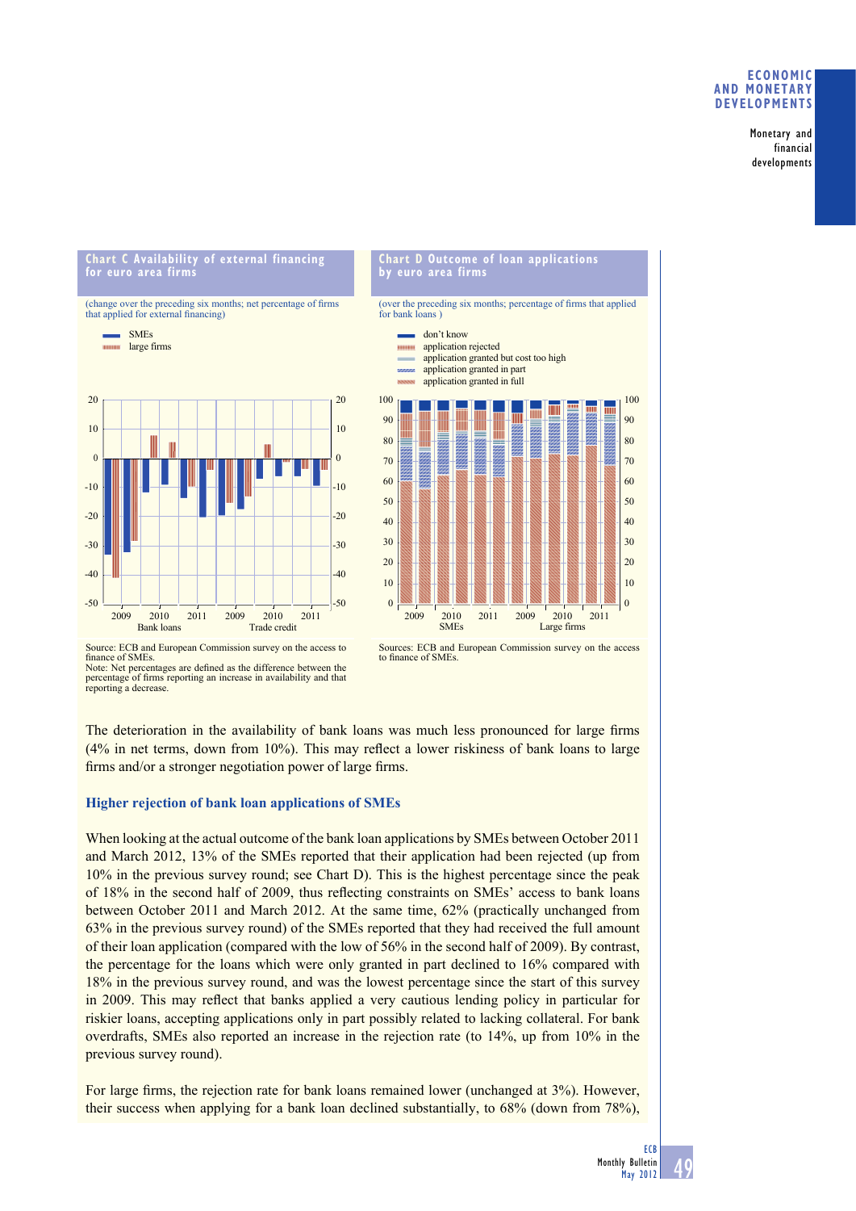### Chart C Availability of external financing for euro area firms

(change over the preceding six months; net percentage of firms that applied for external financing)

Source: ECB and European Commission survey on the access to finance of SMEs.
Note: Net percentages are defined as the difference between the percentage of firms reporting an increase in availability and that reporting a decrease.

### Chart D Outcome of loan applications by euro area firms

(over the preceding six months; percentage of firms that applied for bank loans )

Sources: ECB and European Commission survey on the access to finance of SMEs.

The deterioration in the availability of bank loans was much less pronounced for large firms (4% in net terms, down from 10%). This may reflect a lower riskiness of bank loans to large firms and/or a stronger negotiation power of large firms.

## Higher rejection of bank loan applications of SMEs

When looking at the actual outcome of the bank loan applications by SMEs between October 2011 and March 2012, 13% of the SMEs reported that their application had been rejected (up from 10% in the previous survey round; see Chart D). This is the highest percentage since the peak of 18% in the second half of 2009, thus reflecting constraints on SMEs' access to bank loans between October 2011 and March 2012. At the same time, 62% (practically unchanged from 63% in the previous survey round) of the SMEs reported that they had received the full amount of their loan application (compared with the low of 56% in the second half of 2009). By contrast, the percentage for the loans which were only granted in part declined to 16% compared with 18% in the previous survey round, and was the lowest percentage since the start of this survey in 2009. This may reflect that banks applied a very cautious lending policy in particular for riskier loans, accepting applications only in part possibly related to lacking collateral. For bank overdrafts, SMEs also reported an increase in the rejection rate (to 14%, up from 10% in the previous survey round).

For large firms, the rejection rate for bank loans remained lower (unchanged at 3%). However, their success when applying for a bank loan declined substantially, to 68% (down from 78%),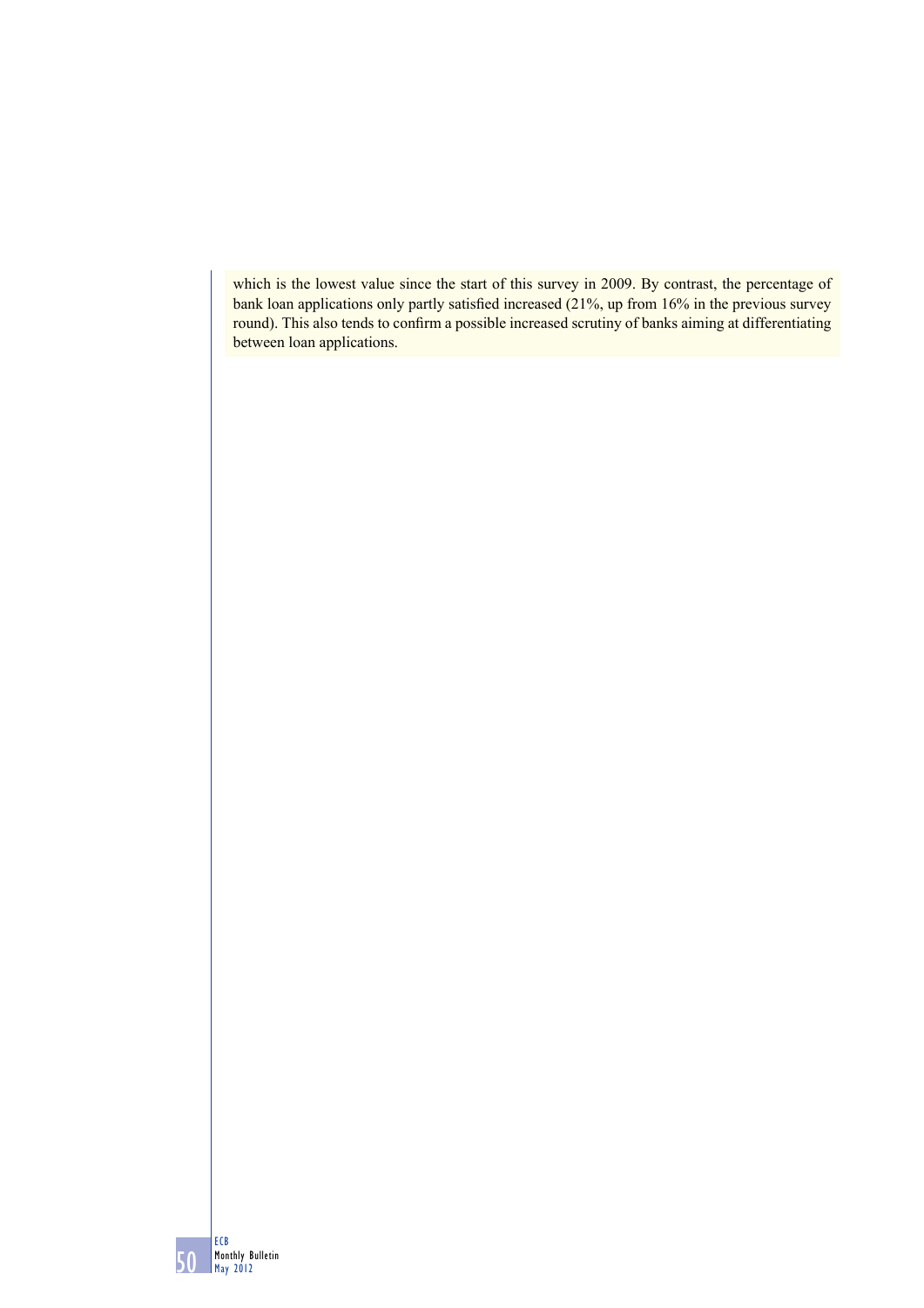which is the lowest value since the start of this survey in 2009. By contrast, the percentage of bank loan applications only partly satisfied increased (21%, up from 16% in the previous survey round). This also tends to confirm a possible increased scrutiny of banks aiming at differentiating between loan applications.